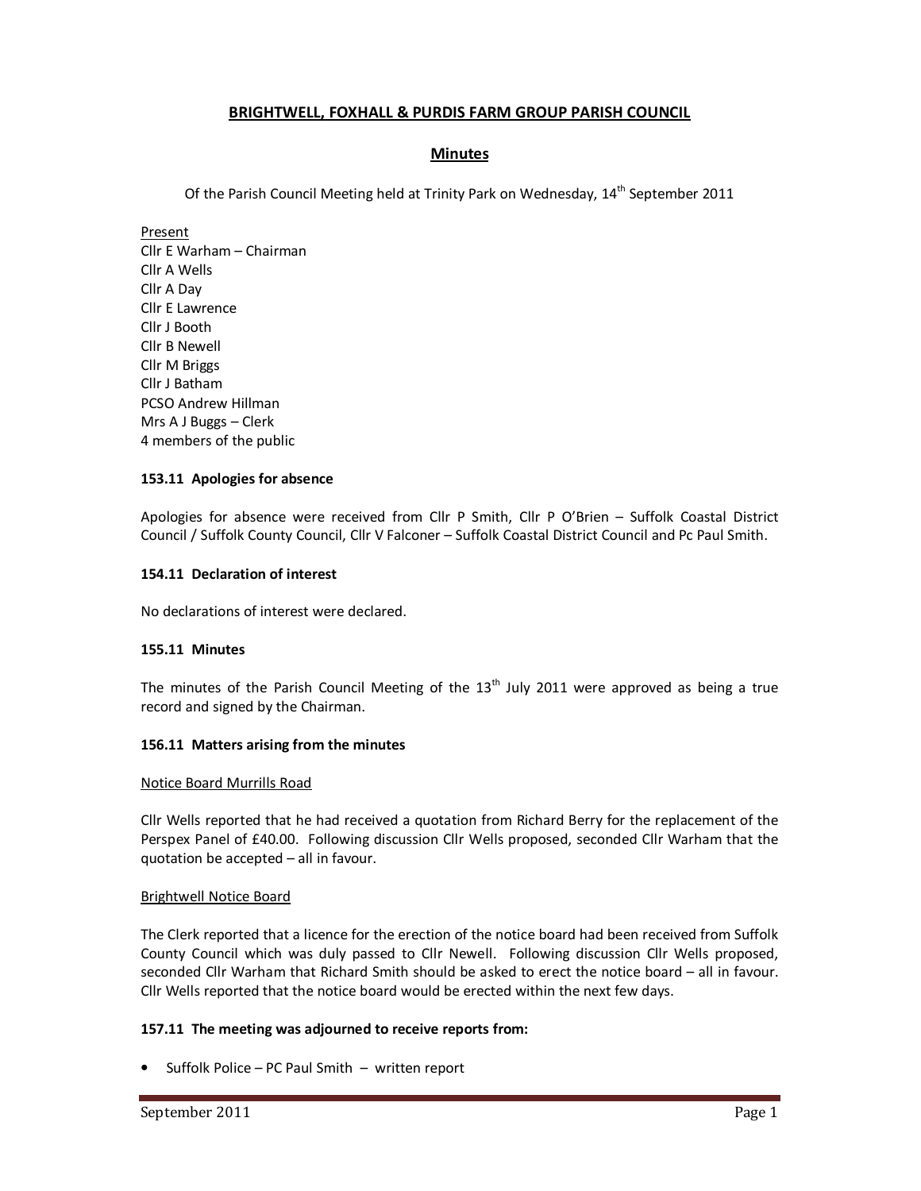# BRIGHTWELL, FOXHALL & PURDIS FARM GROUP PARISH COUNCIL

## Minutes

Of the Parish Council Meeting held at Trinity Park on Wednesday, 14th September 2011

Present
Cllr E Warham – Chairman
Cllr A Wells
Cllr A Day
Cllr E Lawrence
Cllr J Booth
Cllr B Newell
Cllr M Briggs
Cllr J Batham
PCSO Andrew Hillman
Mrs A J Buggs – Clerk
4 members of the public

### 153.11 Apologies for absence

Apologies for absence were received from Cllr P Smith, Cllr P O'Brien – Suffolk Coastal District Council / Suffolk County Council, Cllr V Falconer – Suffolk Coastal District Council and Pc Paul Smith.

### 154.11 Declaration of interest

No declarations of interest were declared.

### 155.11 Minutes

The minutes of the Parish Council Meeting of the 13th July 2011 were approved as being a true record and signed by the Chairman.

### 156.11 Matters arising from the minutes

Notice Board Murrills Road

Cllr Wells reported that he had received a quotation from Richard Berry for the replacement of the Perspex Panel of £40.00. Following discussion Cllr Wells proposed, seconded Cllr Warham that the quotation be accepted – all in favour.

Brightwell Notice Board

The Clerk reported that a licence for the erection of the notice board had been received from Suffolk County Council which was duly passed to Cllr Newell. Following discussion Cllr Wells proposed, seconded Cllr Warham that Richard Smith should be asked to erect the notice board – all in favour. Cllr Wells reported that the notice board would be erected within the next few days.

### 157.11 The meeting was adjourned to receive reports from:

- Suffolk Police – PC Paul Smith – written report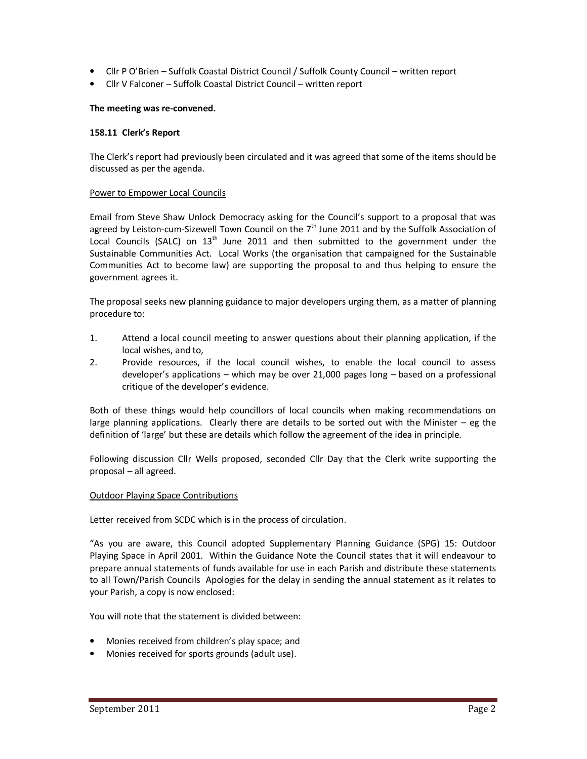- Cllr P O'Brien – Suffolk Coastal District Council / Suffolk County Council – written report
- Cllr V Falconer – Suffolk Coastal District Council – written report

**The meeting was re-convened.**

**158.11 Clerk's Report**

The Clerk's report had previously been circulated and it was agreed that some of the items should be discussed as per the agenda.

Power to Empower Local Councils

Email from Steve Shaw Unlock Democracy asking for the Council's support to a proposal that was agreed by Leiston-cum-Sizewell Town Council on the 7th June 2011 and by the Suffolk Association of Local Councils (SALC) on 13th June 2011 and then submitted to the government under the Sustainable Communities Act. Local Works (the organisation that campaigned for the Sustainable Communities Act to become law) are supporting the proposal to and thus helping to ensure the government agrees it.

The proposal seeks new planning guidance to major developers urging them, as a matter of planning procedure to:

1. Attend a local council meeting to answer questions about their planning application, if the local wishes, and to,
2. Provide resources, if the local council wishes, to enable the local council to assess developer's applications – which may be over 21,000 pages long – based on a professional critique of the developer's evidence.

Both of these things would help councillors of local councils when making recommendations on large planning applications. Clearly there are details to be sorted out with the Minister – eg the definition of 'large' but these are details which follow the agreement of the idea in principle.

Following discussion Cllr Wells proposed, seconded Cllr Day that the Clerk write supporting the proposal – all agreed.

Outdoor Playing Space Contributions

Letter received from SCDC which is in the process of circulation.

"As you are aware, this Council adopted Supplementary Planning Guidance (SPG) 15: Outdoor Playing Space in April 2001. Within the Guidance Note the Council states that it will endeavour to prepare annual statements of funds available for use in each Parish and distribute these statements to all Town/Parish Councils Apologies for the delay in sending the annual statement as it relates to your Parish, a copy is now enclosed:

You will note that the statement is divided between:

- Monies received from children's play space; and
- Monies received for sports grounds (adult use).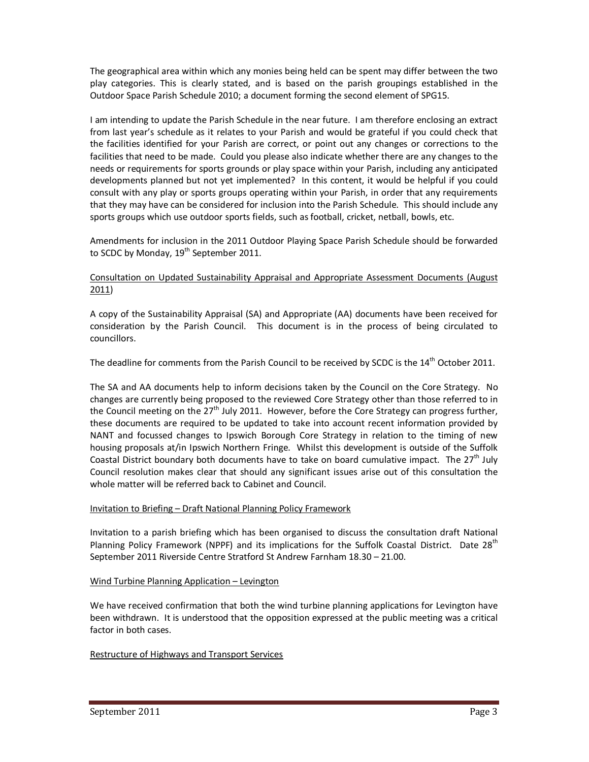The geographical area within which any monies being held can be spent may differ between the two play categories. This is clearly stated, and is based on the parish groupings established in the Outdoor Space Parish Schedule 2010; a document forming the second element of SPG15.

I am intending to update the Parish Schedule in the near future. I am therefore enclosing an extract from last year's schedule as it relates to your Parish and would be grateful if you could check that the facilities identified for your Parish are correct, or point out any changes or corrections to the facilities that need to be made. Could you please also indicate whether there are any changes to the needs or requirements for sports grounds or play space within your Parish, including any anticipated developments planned but not yet implemented? In this content, it would be helpful if you could consult with any play or sports groups operating within your Parish, in order that any requirements that they may have can be considered for inclusion into the Parish Schedule. This should include any sports groups which use outdoor sports fields, such as football, cricket, netball, bowls, etc.

Amendments for inclusion in the 2011 Outdoor Playing Space Parish Schedule should be forwarded to SCDC by Monday, 19th September 2011.

<u>Consultation on Updated Sustainability Appraisal and Appropriate Assessment Documents (August 2011)</u>

A copy of the Sustainability Appraisal (SA) and Appropriate (AA) documents have been received for consideration by the Parish Council. This document is in the process of being circulated to councillors.

The deadline for comments from the Parish Council to be received by SCDC is the 14th October 2011.

The SA and AA documents help to inform decisions taken by the Council on the Core Strategy. No changes are currently being proposed to the reviewed Core Strategy other than those referred to in the Council meeting on the 27th July 2011. However, before the Core Strategy can progress further, these documents are required to be updated to take into account recent information provided by NANT and focussed changes to Ipswich Borough Core Strategy in relation to the timing of new housing proposals at/in Ipswich Northern Fringe. Whilst this development is outside of the Suffolk Coastal District boundary both documents have to take on board cumulative impact. The 27th July Council resolution makes clear that should any significant issues arise out of this consultation the whole matter will be referred back to Cabinet and Council.

<u>Invitation to Briefing – Draft National Planning Policy Framework</u>

Invitation to a parish briefing which has been organised to discuss the consultation draft National Planning Policy Framework (NPPF) and its implications for the Suffolk Coastal District. Date 28th September 2011 Riverside Centre Stratford St Andrew Farnham 18.30 – 21.00.

<u>Wind Turbine Planning Application – Levington</u>

We have received confirmation that both the wind turbine planning applications for Levington have been withdrawn. It is understood that the opposition expressed at the public meeting was a critical factor in both cases.

<u>Restructure of Highways and Transport Services</u>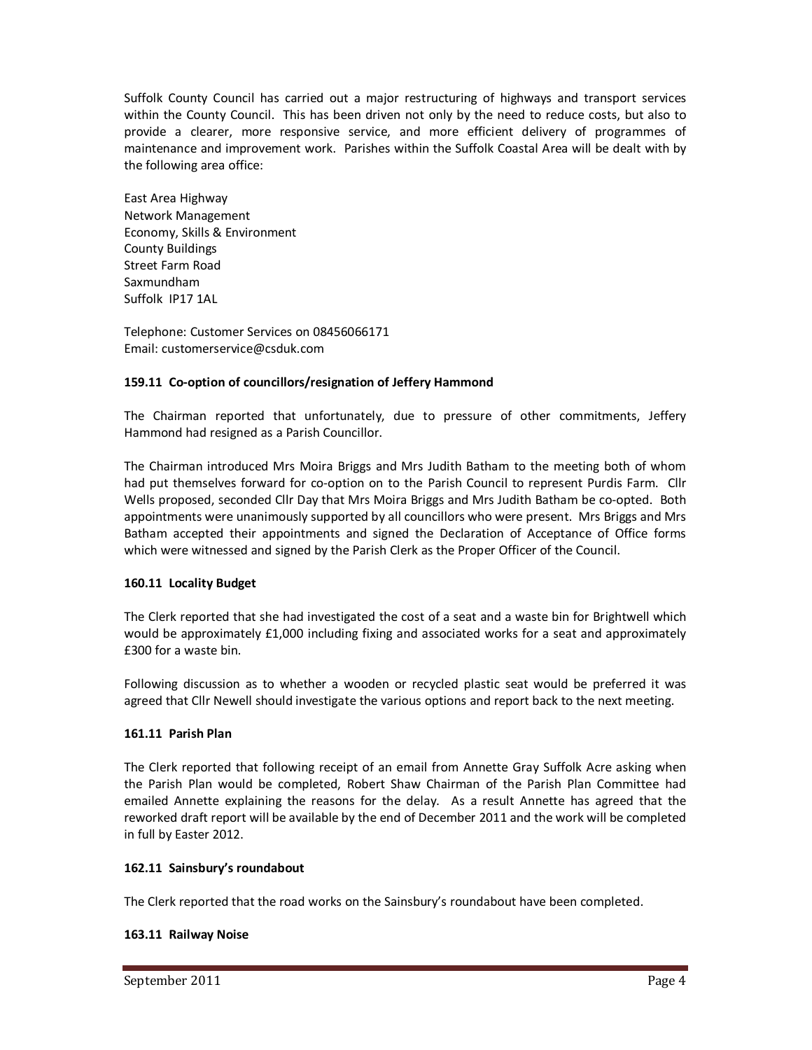Suffolk County Council has carried out a major restructuring of highways and transport services within the County Council. This has been driven not only by the need to reduce costs, but also to provide a clearer, more responsive service, and more efficient delivery of programmes of maintenance and improvement work. Parishes within the Suffolk Coastal Area will be dealt with by the following area office:

East Area Highway  
Network Management  
Economy, Skills & Environment  
County Buildings  
Street Farm Road  
Saxmundham  
Suffolk IP17 1AL

Telephone: Customer Services on 08456066171  
Email: customerservice@csduk.com

**159.11 Co-option of councillors/resignation of Jeffery Hammond**

The Chairman reported that unfortunately, due to pressure of other commitments, Jeffery Hammond had resigned as a Parish Councillor.

The Chairman introduced Mrs Moira Briggs and Mrs Judith Batham to the meeting both of whom had put themselves forward for co-option on to the Parish Council to represent Purdis Farm. Cllr Wells proposed, seconded Cllr Day that Mrs Moira Briggs and Mrs Judith Batham be co-opted. Both appointments were unanimously supported by all councillors who were present. Mrs Briggs and Mrs Batham accepted their appointments and signed the Declaration of Acceptance of Office forms which were witnessed and signed by the Parish Clerk as the Proper Officer of the Council.

**160.11 Locality Budget**

The Clerk reported that she had investigated the cost of a seat and a waste bin for Brightwell which would be approximately £1,000 including fixing and associated works for a seat and approximately £300 for a waste bin.

Following discussion as to whether a wooden or recycled plastic seat would be preferred it was agreed that Cllr Newell should investigate the various options and report back to the next meeting.

**161.11 Parish Plan**

The Clerk reported that following receipt of an email from Annette Gray Suffolk Acre asking when the Parish Plan would be completed, Robert Shaw Chairman of the Parish Plan Committee had emailed Annette explaining the reasons for the delay. As a result Annette has agreed that the reworked draft report will be available by the end of December 2011 and the work will be completed in full by Easter 2012.

**162.11 Sainsbury's roundabout**

The Clerk reported that the road works on the Sainsbury's roundabout have been completed.

**163.11 Railway Noise**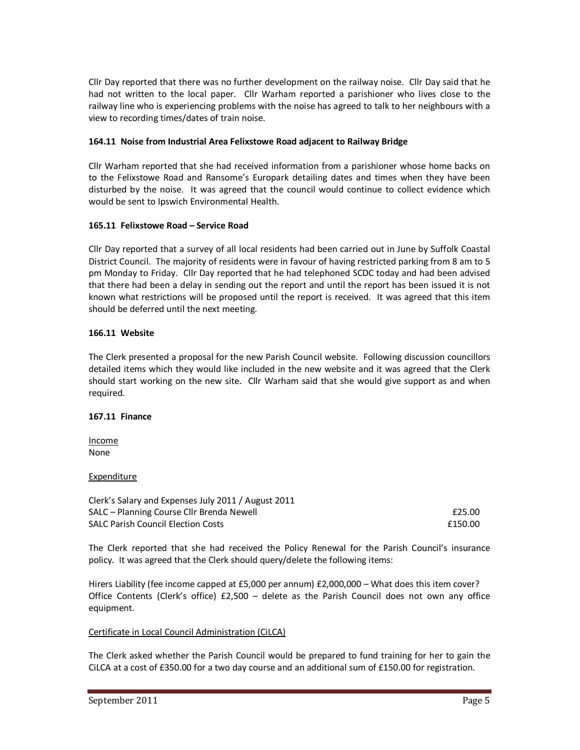Cllr Day reported that there was no further development on the railway noise. Cllr Day said that he had not written to the local paper. Cllr Warham reported a parishioner who lives close to the railway line who is experiencing problems with the noise has agreed to talk to her neighbours with a view to recording times/dates of train noise.

**164.11 Noise from Industrial Area Felixstowe Road adjacent to Railway Bridge**

Cllr Warham reported that she had received information from a parishioner whose home backs on to the Felixstowe Road and Ransome's Europark detailing dates and times when they have been disturbed by the noise. It was agreed that the council would continue to collect evidence which would be sent to Ipswich Environmental Health.

**165.11 Felixstowe Road – Service Road**

Cllr Day reported that a survey of all local residents had been carried out in June by Suffolk Coastal District Council. The majority of residents were in favour of having restricted parking from 8 am to 5 pm Monday to Friday. Cllr Day reported that he had telephoned SCDC today and had been advised that there had been a delay in sending out the report and until the report has been issued it is not known what restrictions will be proposed until the report is received. It was agreed that this item should be deferred until the next meeting.

**166.11 Website**

The Clerk presented a proposal for the new Parish Council website. Following discussion councillors detailed items which they would like included in the new website and it was agreed that the Clerk should start working on the new site. Cllr Warham said that she would give support as and when required.

**167.11 Finance**

Income
None

Expenditure

| | |
|---|---|
| Clerk's Salary and Expenses July 2011 / August 2011 | |
| SALC – Planning Course Cllr Brenda Newell | £25.00 |
| SALC Parish Council Election Costs | £150.00 |

The Clerk reported that she had received the Policy Renewal for the Parish Council's insurance policy. It was agreed that the Clerk should query/delete the following items:

Hirers Liability (fee income capped at £5,000 per annum) £2,000,000 – What does this item cover?
Office Contents (Clerk's office) £2,500 – delete as the Parish Council does not own any office equipment.

Certificate in Local Council Administration (CiLCA)

The Clerk asked whether the Parish Council would be prepared to fund training for her to gain the CiLCA at a cost of £350.00 for a two day course and an additional sum of £150.00 for registration.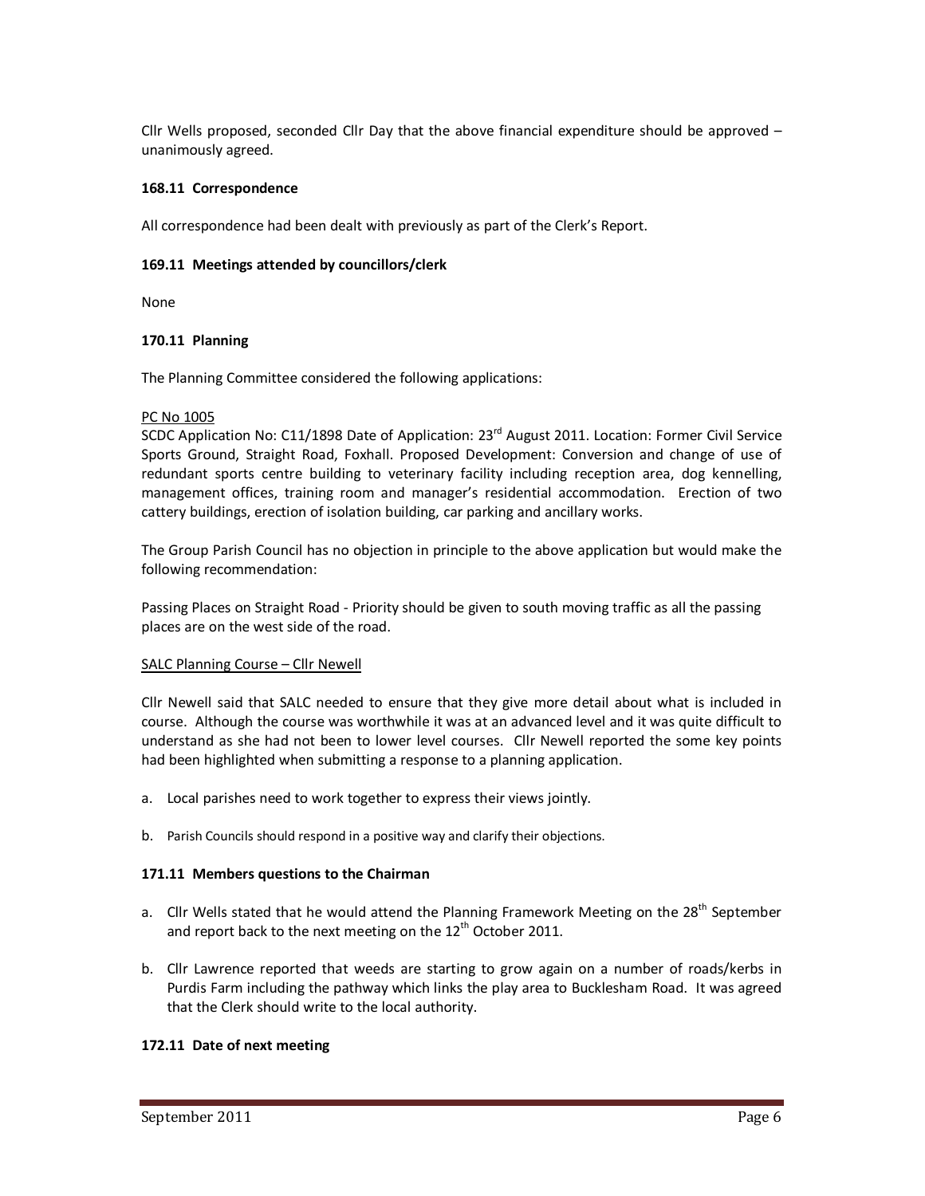Cllr Wells proposed, seconded Cllr Day that the above financial expenditure should be approved – unanimously agreed.

**168.11 Correspondence**

All correspondence had been dealt with previously as part of the Clerk's Report.

**169.11 Meetings attended by councillors/clerk**

None

**170.11 Planning**

The Planning Committee considered the following applications:

PC No 1005

SCDC Application No: C11/1898 Date of Application: 23rd August 2011. Location: Former Civil Service Sports Ground, Straight Road, Foxhall. Proposed Development: Conversion and change of use of redundant sports centre building to veterinary facility including reception area, dog kennelling, management offices, training room and manager's residential accommodation. Erection of two cattery buildings, erection of isolation building, car parking and ancillary works.

The Group Parish Council has no objection in principle to the above application but would make the following recommendation:

Passing Places on Straight Road - Priority should be given to south moving traffic as all the passing places are on the west side of the road.

SALC Planning Course – Cllr Newell

Cllr Newell said that SALC needed to ensure that they give more detail about what is included in course. Although the course was worthwhile it was at an advanced level and it was quite difficult to understand as she had not been to lower level courses. Cllr Newell reported the some key points had been highlighted when submitting a response to a planning application.

a. Local parishes need to work together to express their views jointly.

b. Parish Councils should respond in a positive way and clarify their objections.

**171.11 Members questions to the Chairman**

a. Cllr Wells stated that he would attend the Planning Framework Meeting on the 28th September and report back to the next meeting on the 12th October 2011.

b. Cllr Lawrence reported that weeds are starting to grow again on a number of roads/kerbs in Purdis Farm including the pathway which links the play area to Bucklesham Road. It was agreed that the Clerk should write to the local authority.

**172.11 Date of next meeting**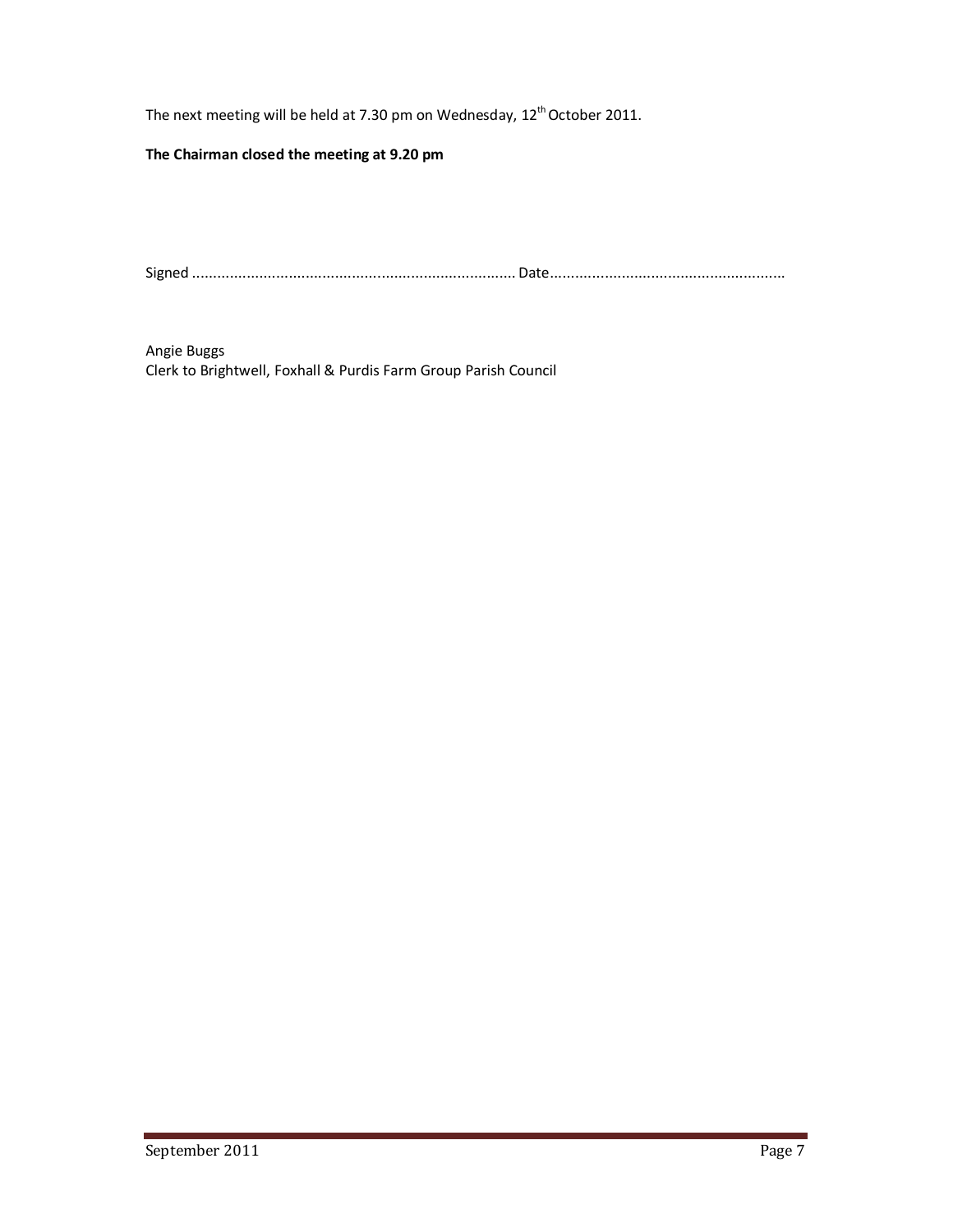The next meeting will be held at 7.30 pm on Wednesday, 12th October 2011.

**The Chairman closed the meeting at 9.20 pm**

Signed ............................................................................ Date.......................................................

Angie Buggs  
Clerk to Brightwell, Foxhall & Purdis Farm Group Parish Council